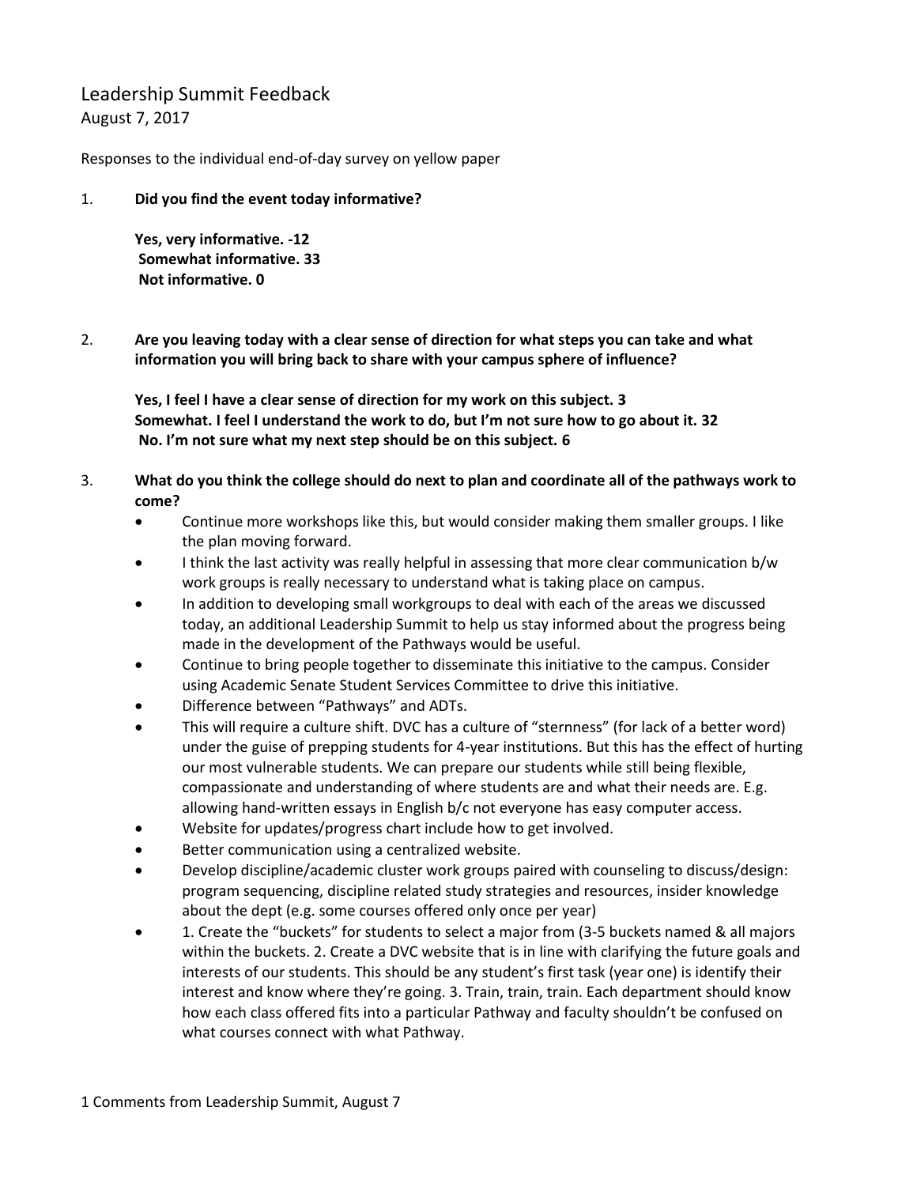# Leadership Summit Feedback

August 7, 2017

Responses to the individual end-of-day survey on yellow paper

1. **Did you find the event today informative?**

   **Yes, very informative. -12**
   **Somewhat informative. 33**
   **Not informative. 0**

2. **Are you leaving today with a clear sense of direction for what steps you can take and what information you will bring back to share with your campus sphere of influence?**

   **Yes, I feel I have a clear sense of direction for my work on this subject. 3**
   **Somewhat. I feel I understand the work to do, but I'm not sure how to go about it. 32**
   **No. I'm not sure what my next step should be on this subject. 6**

3. **What do you think the college should do next to plan and coordinate all of the pathways work to come?**
   - Continue more workshops like this, but would consider making them smaller groups. I like the plan moving forward.
   - I think the last activity was really helpful in assessing that more clear communication b/w work groups is really necessary to understand what is taking place on campus.
   - In addition to developing small workgroups to deal with each of the areas we discussed today, an additional Leadership Summit to help us stay informed about the progress being made in the development of the Pathways would be useful.
   - Continue to bring people together to disseminate this initiative to the campus. Consider using Academic Senate Student Services Committee to drive this initiative.
   - Difference between "Pathways" and ADTs.
   - This will require a culture shift. DVC has a culture of "sternness" (for lack of a better word) under the guise of prepping students for 4-year institutions. But this has the effect of hurting our most vulnerable students. We can prepare our students while still being flexible, compassionate and understanding of where students are and what their needs are. E.g. allowing hand-written essays in English b/c not everyone has easy computer access.
   - Website for updates/progress chart include how to get involved.
   - Better communication using a centralized website.
   - Develop discipline/academic cluster work groups paired with counseling to discuss/design: program sequencing, discipline related study strategies and resources, insider knowledge about the dept (e.g. some courses offered only once per year)
   - 1. Create the "buckets" for students to select a major from (3-5 buckets named & all majors within the buckets. 2. Create a DVC website that is in line with clarifying the future goals and interests of our students. This should be any student's first task (year one) is identify their interest and know where they're going. 3. Train, train, train. Each department should know how each class offered fits into a particular Pathway and faculty shouldn't be confused on what courses connect with what Pathway.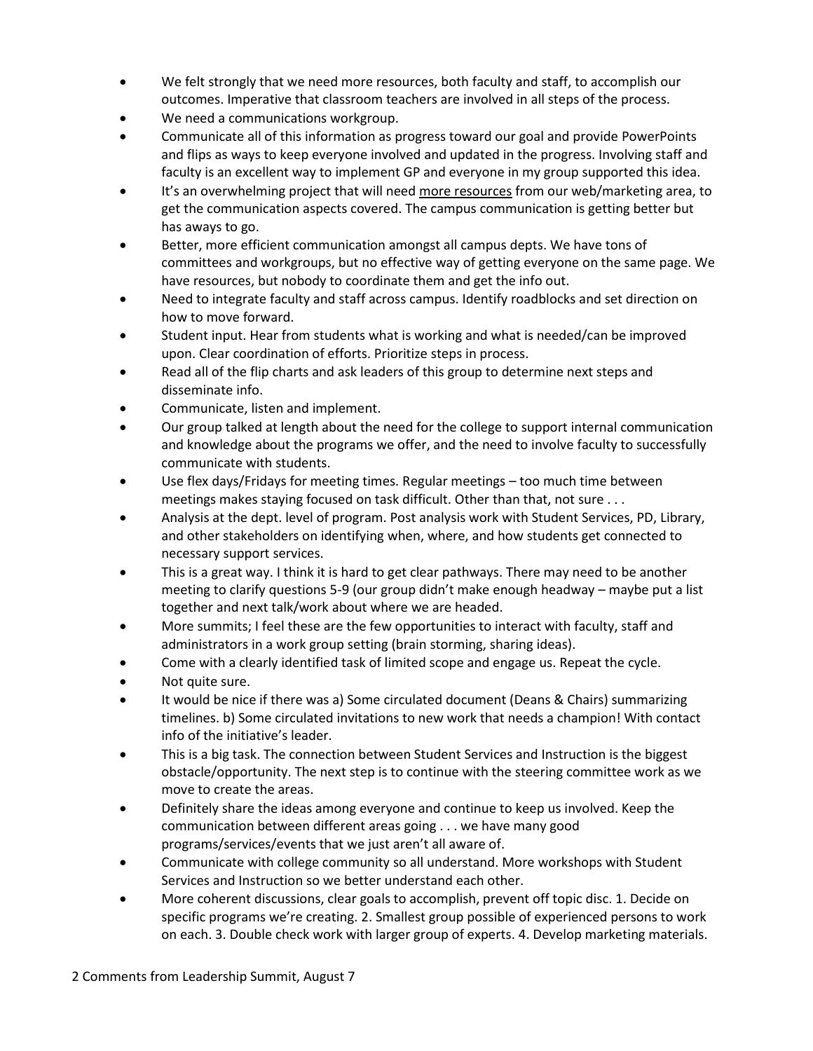- We felt strongly that we need more resources, both faculty and staff, to accomplish our outcomes. Imperative that classroom teachers are involved in all steps of the process.
- We need a communications workgroup.
- Communicate all of this information as progress toward our goal and provide PowerPoints and flips as ways to keep everyone involved and updated in the progress. Involving staff and faculty is an excellent way to implement GP and everyone in my group supported this idea.
- It's an overwhelming project that will need <u>more resources</u> from our web/marketing area, to get the communication aspects covered. The campus communication is getting better but has aways to go.
- Better, more efficient communication amongst all campus depts. We have tons of committees and workgroups, but no effective way of getting everyone on the same page. We have resources, but nobody to coordinate them and get the info out.
- Need to integrate faculty and staff across campus. Identify roadblocks and set direction on how to move forward.
- Student input. Hear from students what is working and what is needed/can be improved upon. Clear coordination of efforts. Prioritize steps in process.
- Read all of the flip charts and ask leaders of this group to determine next steps and disseminate info.
- Communicate, listen and implement.
- Our group talked at length about the need for the college to support internal communication and knowledge about the programs we offer, and the need to involve faculty to successfully communicate with students.
- Use flex days/Fridays for meeting times. Regular meetings – too much time between meetings makes staying focused on task difficult. Other than that, not sure . . .
- Analysis at the dept. level of program. Post analysis work with Student Services, PD, Library, and other stakeholders on identifying when, where, and how students get connected to necessary support services.
- This is a great way. I think it is hard to get clear pathways. There may need to be another meeting to clarify questions 5-9 (our group didn't make enough headway – maybe put a list together and next talk/work about where we are headed.
- More summits; I feel these are the few opportunities to interact with faculty, staff and administrators in a work group setting (brain storming, sharing ideas).
- Come with a clearly identified task of limited scope and engage us. Repeat the cycle.
- Not quite sure.
- It would be nice if there was a) Some circulated document (Deans & Chairs) summarizing timelines. b) Some circulated invitations to new work that needs a champion! With contact info of the initiative's leader.
- This is a big task. The connection between Student Services and Instruction is the biggest obstacle/opportunity. The next step is to continue with the steering committee work as we move to create the areas.
- Definitely share the ideas among everyone and continue to keep us involved. Keep the communication between different areas going . . . we have many good programs/services/events that we just aren't all aware of.
- Communicate with college community so all understand. More workshops with Student Services and Instruction so we better understand each other.
- More coherent discussions, clear goals to accomplish, prevent off topic disc. 1. Decide on specific programs we're creating. 2. Smallest group possible of experienced persons to work on each. 3. Double check work with larger group of experts. 4. Develop marketing materials.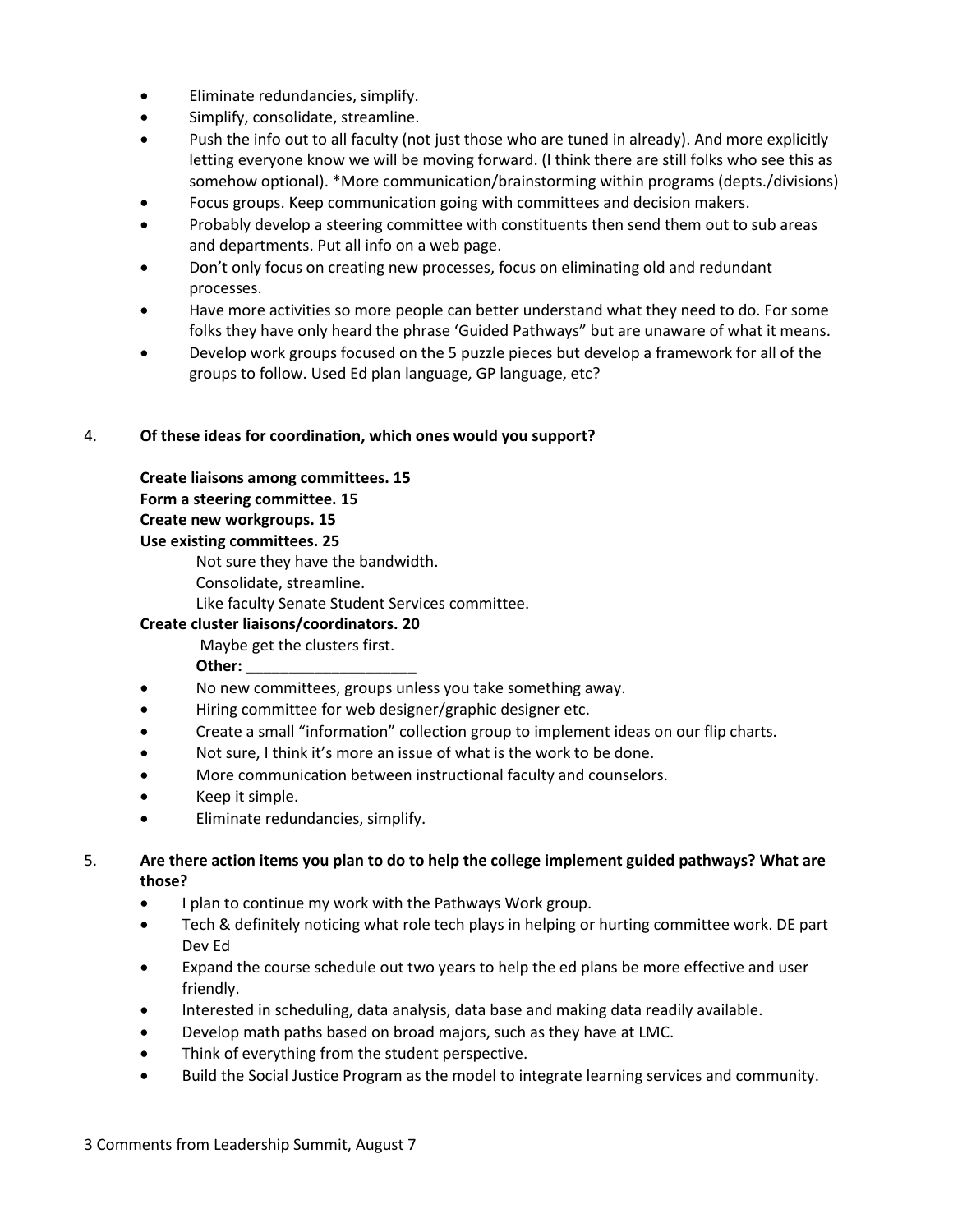- Eliminate redundancies, simplify.
- Simplify, consolidate, streamline.
- Push the info out to all faculty (not just those who are tuned in already). And more explicitly letting everyone know we will be moving forward. (I think there are still folks who see this as somehow optional). *More communication/brainstorming within programs (depts./divisions)
- Focus groups. Keep communication going with committees and decision makers.
- Probably develop a steering committee with constituents then send them out to sub areas and departments. Put all info on a web page.
- Don't only focus on creating new processes, focus on eliminating old and redundant processes.
- Have more activities so more people can better understand what they need to do. For some folks they have only heard the phrase 'Guided Pathways" but are unaware of what it means.
- Develop work groups focused on the 5 puzzle pieces but develop a framework for all of the groups to follow. Used Ed plan language, GP language, etc?

4. **Of these ideas for coordination, which ones would you support?**

**Create liaisons among committees. 15**
**Form a steering committee. 15**
**Create new workgroups. 15**
**Use existing committees. 25**

Not sure they have the bandwidth.
Consolidate, streamline.
Like faculty Senate Student Services committee.

**Create cluster liaisons/coordinators. 20**

Maybe get the clusters first.

**Other: ____________________**

- No new committees, groups unless you take something away.
- Hiring committee for web designer/graphic designer etc.
- Create a small "information" collection group to implement ideas on our flip charts.
- Not sure, I think it's more an issue of what is the work to be done.
- More communication between instructional faculty and counselors.
- Keep it simple.
- Eliminate redundancies, simplify.

5. **Are there action items you plan to do to help the college implement guided pathways? What are those?**
   - I plan to continue my work with the Pathways Work group.
   - Tech & definitely noticing what role tech plays in helping or hurting committee work. DE part Dev Ed
   - Expand the course schedule out two years to help the ed plans be more effective and user friendly.
   - Interested in scheduling, data analysis, data base and making data readily available.
   - Develop math paths based on broad majors, such as they have at LMC.
   - Think of everything from the student perspective.
   - Build the Social Justice Program as the model to integrate learning services and community.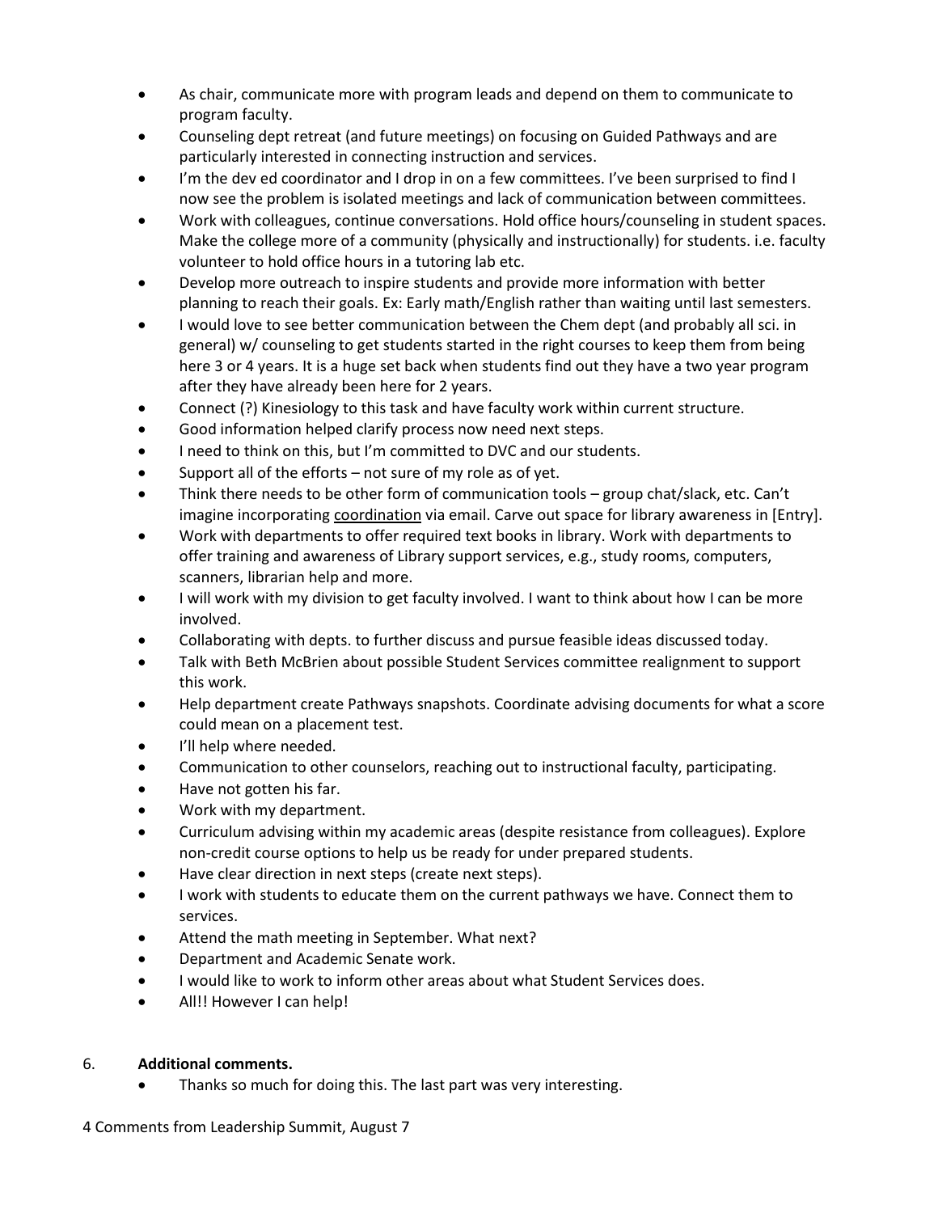- As chair, communicate more with program leads and depend on them to communicate to program faculty.
- Counseling dept retreat (and future meetings) on focusing on Guided Pathways and are particularly interested in connecting instruction and services.
- I'm the dev ed coordinator and I drop in on a few committees. I've been surprised to find I now see the problem is isolated meetings and lack of communication between committees.
- Work with colleagues, continue conversations. Hold office hours/counseling in student spaces. Make the college more of a community (physically and instructionally) for students. i.e. faculty volunteer to hold office hours in a tutoring lab etc.
- Develop more outreach to inspire students and provide more information with better planning to reach their goals. Ex: Early math/English rather than waiting until last semesters.
- I would love to see better communication between the Chem dept (and probably all sci. in general) w/ counseling to get students started in the right courses to keep them from being here 3 or 4 years. It is a huge set back when students find out they have a two year program after they have already been here for 2 years.
- Connect (?) Kinesiology to this task and have faculty work within current structure.
- Good information helped clarify process now need next steps.
- I need to think on this, but I'm committed to DVC and our students.
- Support all of the efforts – not sure of my role as of yet.
- Think there needs to be other form of communication tools – group chat/slack, etc. Can't imagine incorporating <u>coordination</u> via email. Carve out space for library awareness in [Entry].
- Work with departments to offer required text books in library. Work with departments to offer training and awareness of Library support services, e.g., study rooms, computers, scanners, librarian help and more.
- I will work with my division to get faculty involved. I want to think about how I can be more involved.
- Collaborating with depts. to further discuss and pursue feasible ideas discussed today.
- Talk with Beth McBrien about possible Student Services committee realignment to support this work.
- Help department create Pathways snapshots. Coordinate advising documents for what a score could mean on a placement test.
- I'll help where needed.
- Communication to other counselors, reaching out to instructional faculty, participating.
- Have not gotten his far.
- Work with my department.
- Curriculum advising within my academic areas (despite resistance from colleagues). Explore non-credit course options to help us be ready for under prepared students.
- Have clear direction in next steps (create next steps).
- I work with students to educate them on the current pathways we have. Connect them to services.
- Attend the math meeting in September. What next?
- Department and Academic Senate work.
- I would like to work to inform other areas about what Student Services does.
- All!! However I can help!

6. **Additional comments.**
   - Thanks so much for doing this. The last part was very interesting.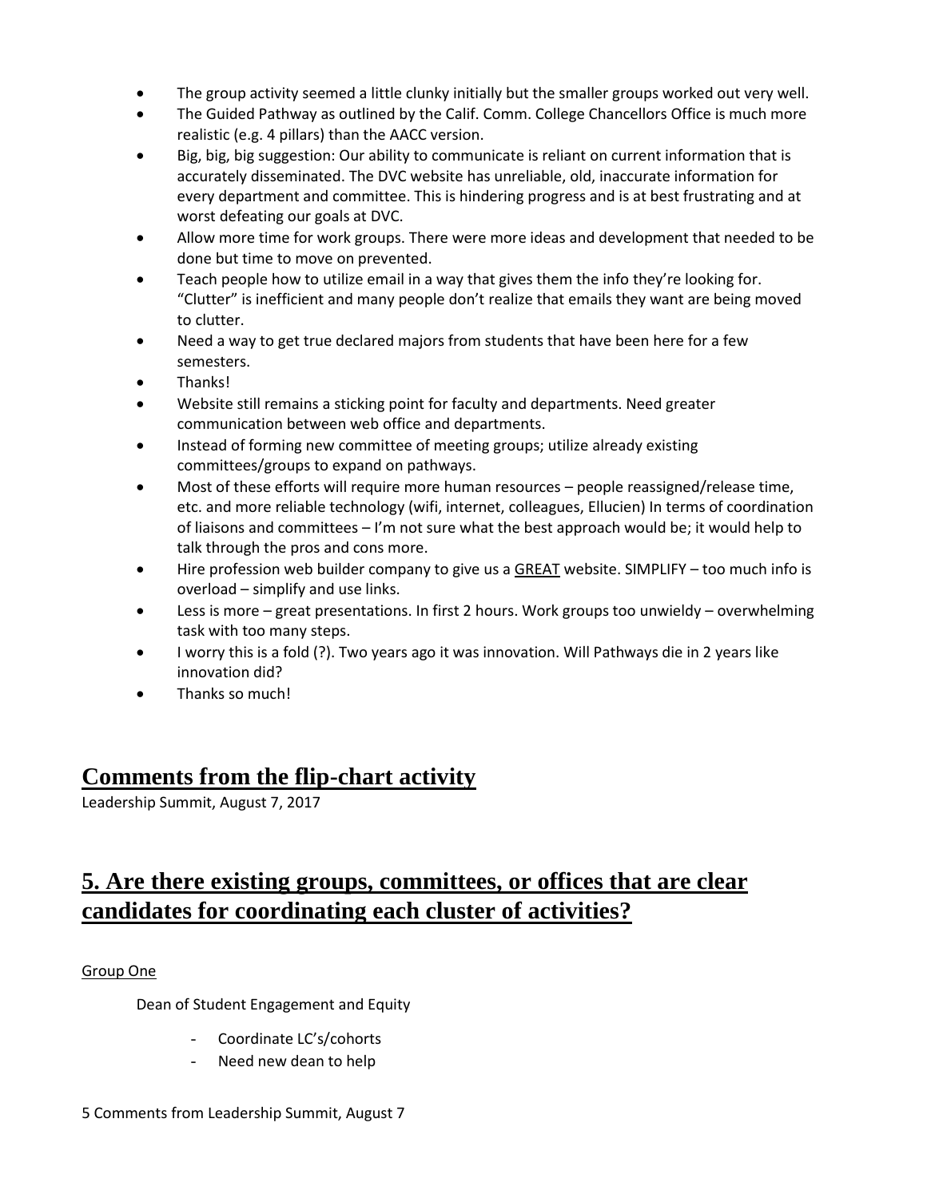- The group activity seemed a little clunky initially but the smaller groups worked out very well.
- The Guided Pathway as outlined by the Calif. Comm. College Chancellors Office is much more realistic (e.g. 4 pillars) than the AACC version.
- Big, big, big suggestion: Our ability to communicate is reliant on current information that is accurately disseminated. The DVC website has unreliable, old, inaccurate information for every department and committee. This is hindering progress and is at best frustrating and at worst defeating our goals at DVC.
- Allow more time for work groups. There were more ideas and development that needed to be done but time to move on prevented.
- Teach people how to utilize email in a way that gives them the info they're looking for. "Clutter" is inefficient and many people don't realize that emails they want are being moved to clutter.
- Need a way to get true declared majors from students that have been here for a few semesters.
- Thanks!
- Website still remains a sticking point for faculty and departments. Need greater communication between web office and departments.
- Instead of forming new committee of meeting groups; utilize already existing committees/groups to expand on pathways.
- Most of these efforts will require more human resources – people reassigned/release time, etc. and more reliable technology (wifi, internet, colleagues, Ellucien) In terms of coordination of liaisons and committees – I'm not sure what the best approach would be; it would help to talk through the pros and cons more.
- Hire profession web builder company to give us a <u>GREAT</u> website. SIMPLIFY – too much info is overload – simplify and use links.
- Less is more – great presentations. In first 2 hours. Work groups too unwieldy – overwhelming task with too many steps.
- I worry this is a fold (?). Two years ago it was innovation. Will Pathways die in 2 years like innovation did?
- Thanks so much!

# Comments from the flip-chart activity

Leadership Summit, August 7, 2017

# 5. Are there existing groups, committees, or offices that are clear candidates for coordinating each cluster of activities?

<u>Group One</u>

Dean of Student Engagement and Equity

- Coordinate LC's/cohorts
- Need new dean to help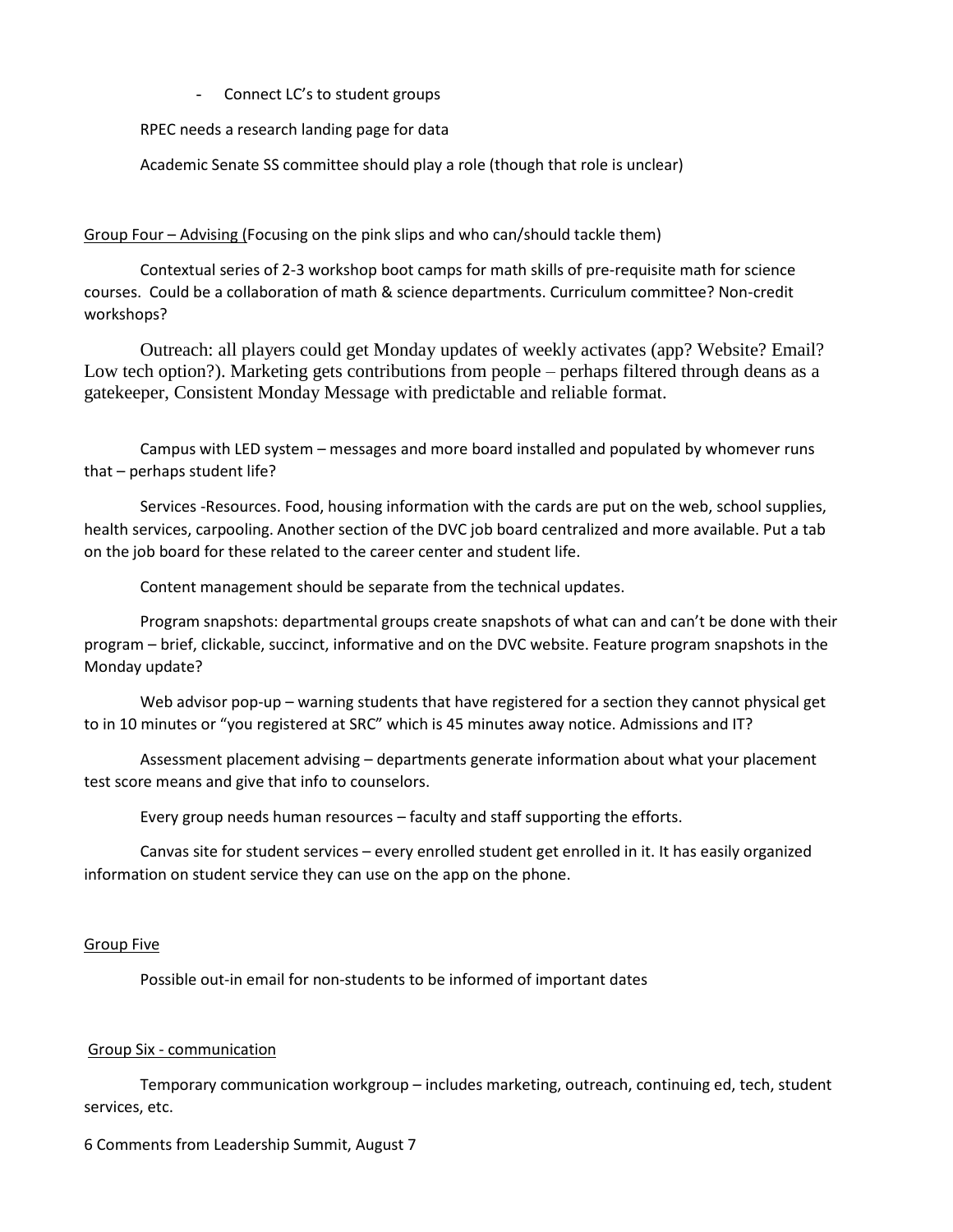- Connect LC's to student groups

RPEC needs a research landing page for data

Academic Senate SS committee should play a role (though that role is unclear)

Group Four – Advising (Focusing on the pink slips and who can/should tackle them)

Contextual series of 2-3 workshop boot camps for math skills of pre-requisite math for science courses. Could be a collaboration of math & science departments. Curriculum committee? Non-credit workshops?

Outreach: all players could get Monday updates of weekly activates (app? Website? Email? Low tech option?). Marketing gets contributions from people – perhaps filtered through deans as a gatekeeper, Consistent Monday Message with predictable and reliable format.

Campus with LED system – messages and more board installed and populated by whomever runs that – perhaps student life?

Services -Resources. Food, housing information with the cards are put on the web, school supplies, health services, carpooling. Another section of the DVC job board centralized and more available. Put a tab on the job board for these related to the career center and student life.

Content management should be separate from the technical updates.

Program snapshots: departmental groups create snapshots of what can and can't be done with their program – brief, clickable, succinct, informative and on the DVC website. Feature program snapshots in the Monday update?

Web advisor pop-up – warning students that have registered for a section they cannot physical get to in 10 minutes or "you registered at SRC" which is 45 minutes away notice. Admissions and IT?

Assessment placement advising – departments generate information about what your placement test score means and give that info to counselors.

Every group needs human resources – faculty and staff supporting the efforts.

Canvas site for student services – every enrolled student get enrolled in it. It has easily organized information on student service they can use on the app on the phone.

Group Five

Possible out-in email for non-students to be informed of important dates

Group Six - communication

Temporary communication workgroup – includes marketing, outreach, continuing ed, tech, student services, etc.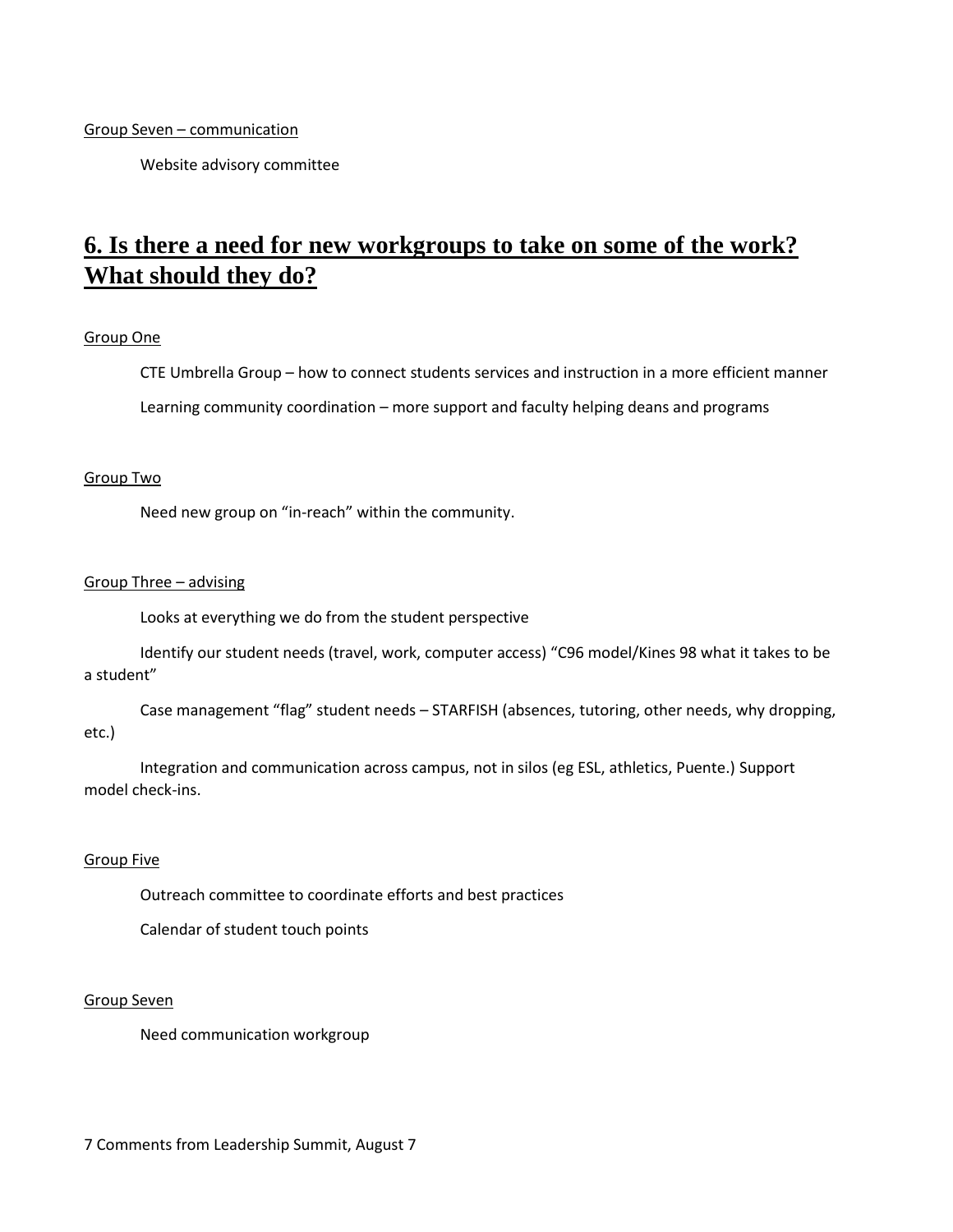Group Seven – communication

Website advisory committee

## 6. Is there a need for new workgroups to take on some of the work? What should they do?

Group One

CTE Umbrella Group – how to connect students services and instruction in a more efficient manner

Learning community coordination – more support and faculty helping deans and programs

Group Two

Need new group on "in-reach" within the community.

Group Three – advising

Looks at everything we do from the student perspective

Identify our student needs (travel, work, computer access) "C96 model/Kines 98 what it takes to be a student"

Case management "flag" student needs – STARFISH (absences, tutoring, other needs, why dropping, etc.)

Integration and communication across campus, not in silos (eg ESL, athletics, Puente.) Support model check-ins.

Group Five

Outreach committee to coordinate efforts and best practices

Calendar of student touch points

Group Seven

Need communication workgroup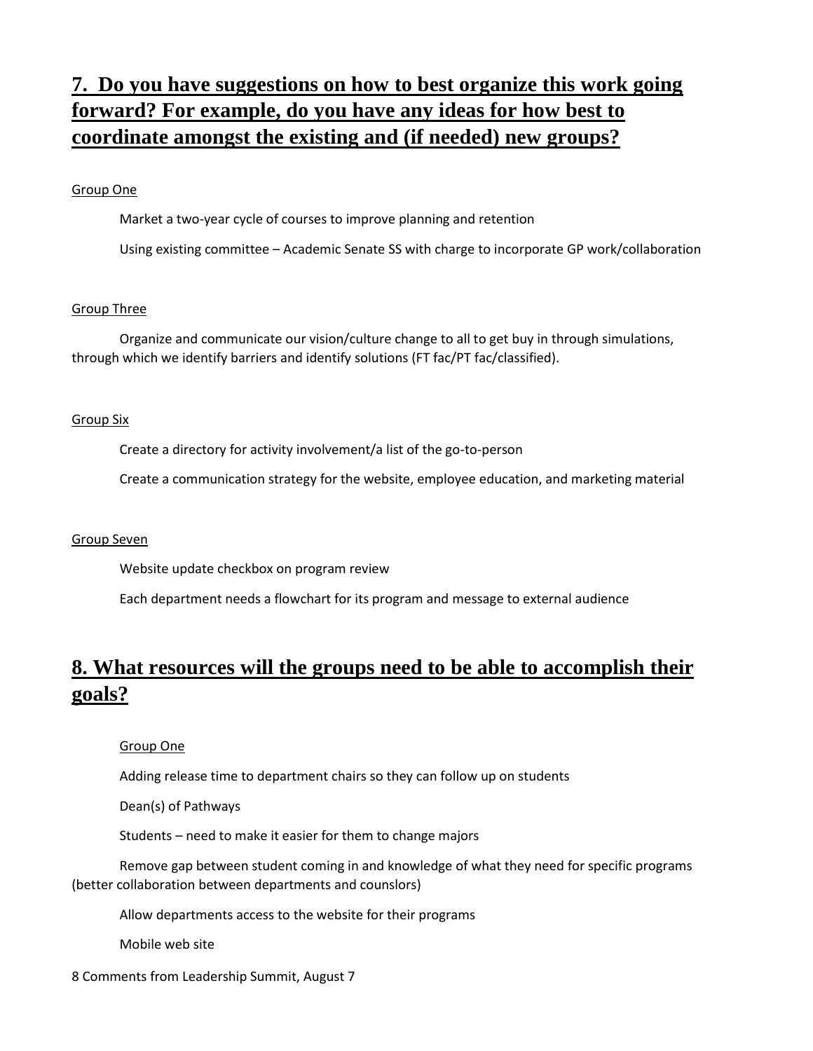## 7. Do you have suggestions on how to best organize this work going forward? For example, do you have any ideas for how best to coordinate amongst the existing and (if needed) new groups?

Group One

Market a two-year cycle of courses to improve planning and retention

Using existing committee – Academic Senate SS with charge to incorporate GP work/collaboration

Group Three

Organize and communicate our vision/culture change to all to get buy in through simulations, through which we identify barriers and identify solutions (FT fac/PT fac/classified).

Group Six

Create a directory for activity involvement/a list of the go-to-person

Create a communication strategy for the website, employee education, and marketing material

Group Seven

Website update checkbox on program review

Each department needs a flowchart for its program and message to external audience

## 8. What resources will the groups need to be able to accomplish their goals?

Group One

Adding release time to department chairs so they can follow up on students

Dean(s) of Pathways

Students – need to make it easier for them to change majors

Remove gap between student coming in and knowledge of what they need for specific programs (better collaboration between departments and counslors)

Allow departments access to the website for their programs

Mobile web site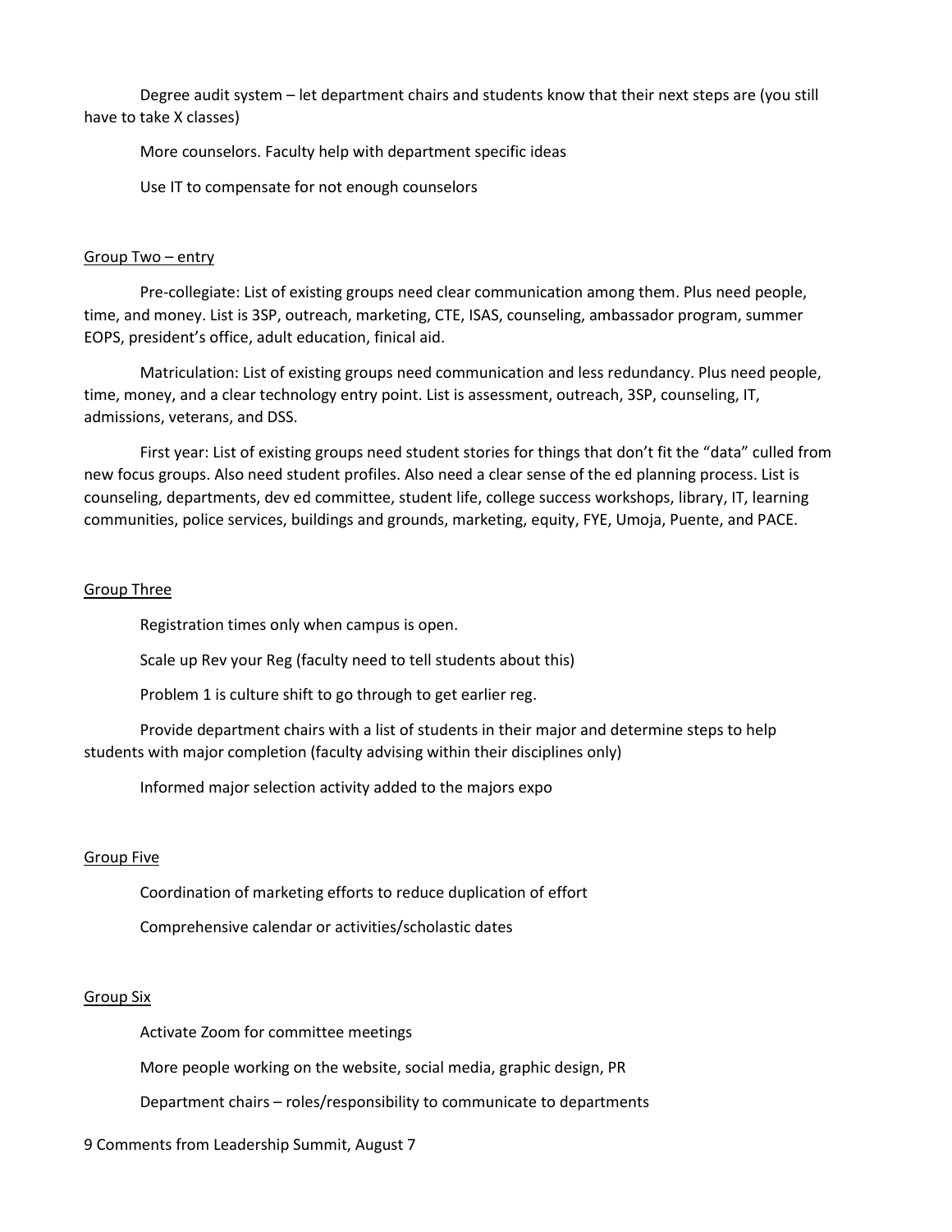Degree audit system – let department chairs and students know that their next steps are (you still have to take X classes)

More counselors. Faculty help with department specific ideas

Use IT to compensate for not enough counselors

Group Two – entry

Pre-collegiate: List of existing groups need clear communication among them. Plus need people, time, and money. List is 3SP, outreach, marketing, CTE, ISAS, counseling, ambassador program, summer EOPS, president's office, adult education, finical aid.

Matriculation: List of existing groups need communication and less redundancy. Plus need people, time, money, and a clear technology entry point. List is assessment, outreach, 3SP, counseling, IT, admissions, veterans, and DSS.

First year: List of existing groups need student stories for things that don't fit the "data" culled from new focus groups. Also need student profiles. Also need a clear sense of the ed planning process. List is counseling, departments, dev ed committee, student life, college success workshops, library, IT, learning communities, police services, buildings and grounds, marketing, equity, FYE, Umoja, Puente, and PACE.

Group Three

Registration times only when campus is open.

Scale up Rev your Reg (faculty need to tell students about this)

Problem 1 is culture shift to go through to get earlier reg.

Provide department chairs with a list of students in their major and determine steps to help students with major completion (faculty advising within their disciplines only)

Informed major selection activity added to the majors expo

Group Five

Coordination of marketing efforts to reduce duplication of effort

Comprehensive calendar or activities/scholastic dates

Group Six

Activate Zoom for committee meetings

More people working on the website, social media, graphic design, PR

Department chairs – roles/responsibility to communicate to departments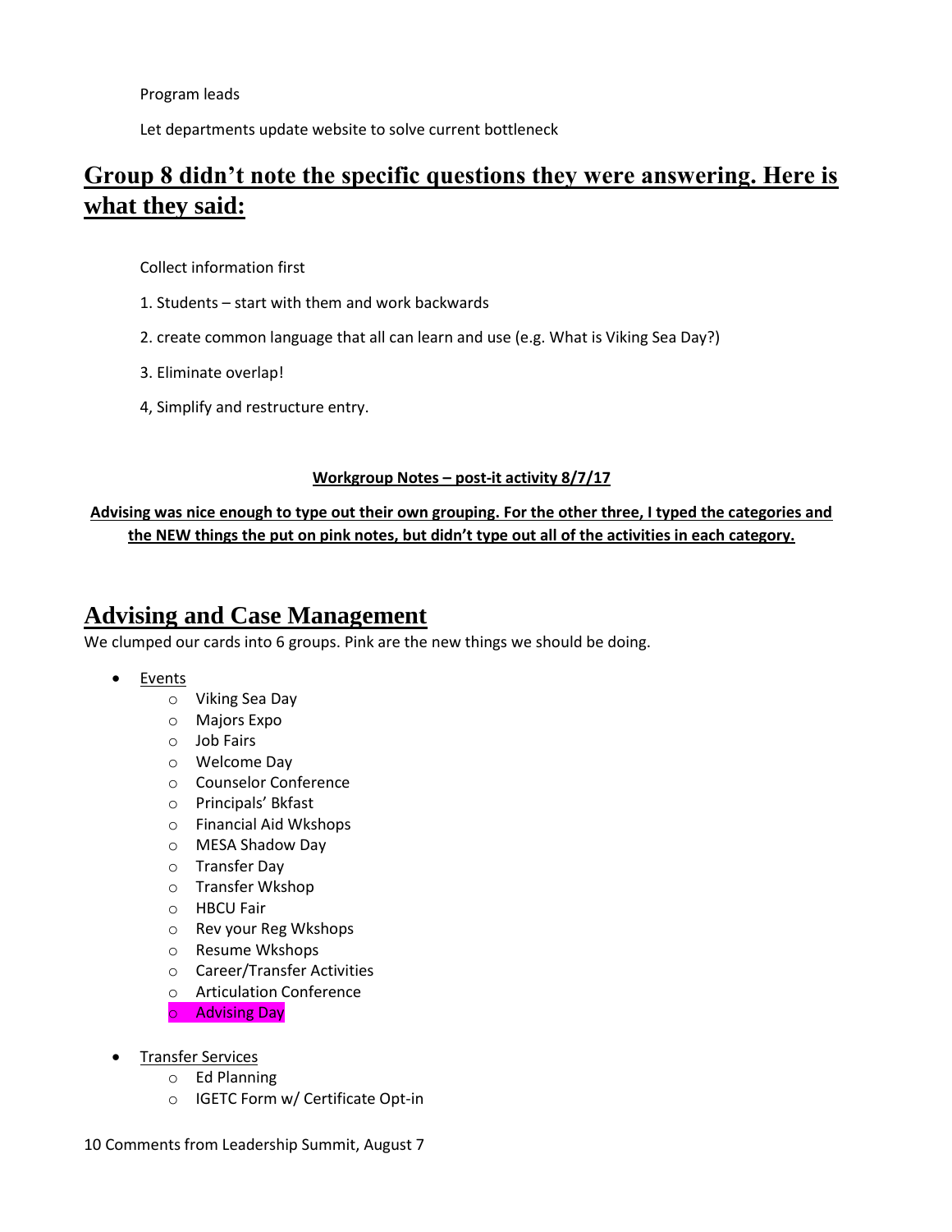Program leads

Let departments update website to solve current bottleneck

## Group 8 didn't note the specific questions they were answering. Here is what they said:

Collect information first

1. Students – start with them and work backwards

2. create common language that all can learn and use (e.g. What is Viking Sea Day?)

3. Eliminate overlap!

4, Simplify and restructure entry.

**Workgroup Notes – post-it activity 8/7/17**

**Advising was nice enough to type out their own grouping. For the other three, I typed the categories and the NEW things the put on pink notes, but didn't type out all of the activities in each category.**

## Advising and Case Management

We clumped our cards into 6 groups. Pink are the new things we should be doing.

- Events
  - Viking Sea Day
  - Majors Expo
  - Job Fairs
  - Welcome Day
  - Counselor Conference
  - Principals' Bkfast
  - Financial Aid Wkshops
  - MESA Shadow Day
  - Transfer Day
  - Transfer Wkshop
  - HBCU Fair
  - Rev your Reg Wkshops
  - Resume Wkshops
  - Career/Transfer Activities
  - Articulation Conference
  - Advising Day
- Transfer Services
  - Ed Planning
  - IGETC Form w/ Certificate Opt-in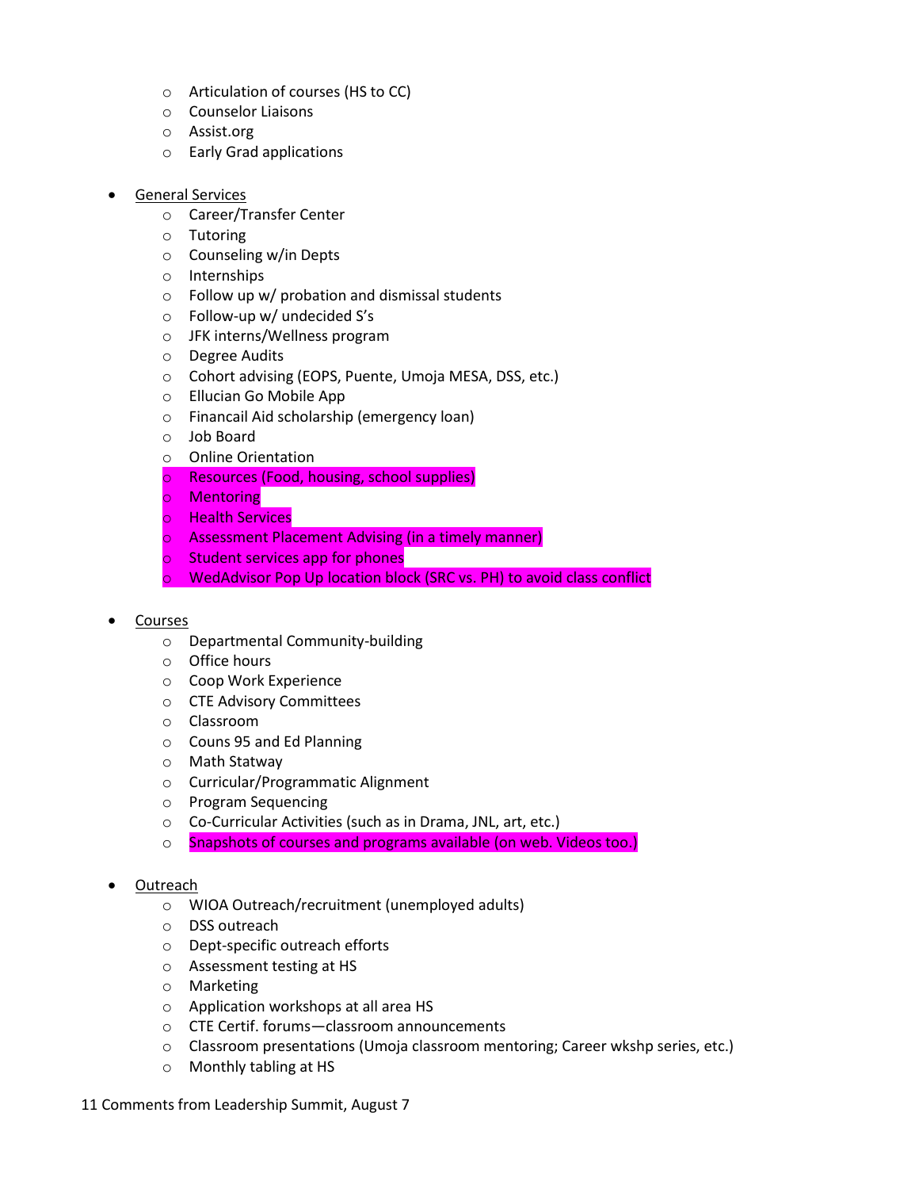- Articulation of courses (HS to CC)
- Counselor Liaisons
- Assist.org
- Early Grad applications

- General Services
  - Career/Transfer Center
  - Tutoring
  - Counseling w/in Depts
  - Internships
  - Follow up w/ probation and dismissal students
  - Follow-up w/ undecided S's
  - JFK interns/Wellness program
  - Degree Audits
  - Cohort advising (EOPS, Puente, Umoja MESA, DSS, etc.)
  - Ellucian Go Mobile App
  - Financail Aid scholarship (emergency loan)
  - Job Board
  - Online Orientation
  - Resources (Food, housing, school supplies)
  - Mentoring
  - Health Services
  - Assessment Placement Advising (in a timely manner)
  - Student services app for phones
  - WedAdvisor Pop Up location block (SRC vs. PH) to avoid class conflict

- Courses
  - Departmental Community-building
  - Office hours
  - Coop Work Experience
  - CTE Advisory Committees
  - Classroom
  - Couns 95 and Ed Planning
  - Math Statway
  - Curricular/Programmatic Alignment
  - Program Sequencing
  - Co-Curricular Activities (such as in Drama, JNL, art, etc.)
  - Snapshots of courses and programs available (on web. Videos too.)

- Outreach
  - WIOA Outreach/recruitment (unemployed adults)
  - DSS outreach
  - Dept-specific outreach efforts
  - Assessment testing at HS
  - Marketing
  - Application workshops at all area HS
  - CTE Certif. forums—classroom announcements
  - Classroom presentations (Umoja classroom mentoring; Career wkshp series, etc.)
  - Monthly tabling at HS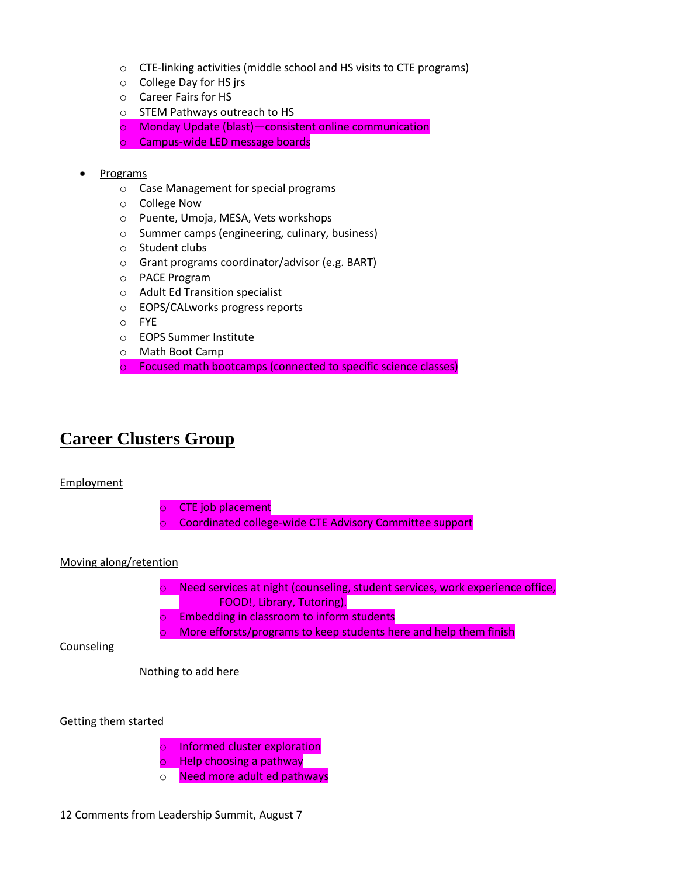- CTE-linking activities (middle school and HS visits to CTE programs)
  - College Day for HS jrs
  - Career Fairs for HS
  - STEM Pathways outreach to HS
  - Monday Update (blast)—consistent online communication
  - Campus-wide LED message boards

- Programs
  - Case Management for special programs
  - College Now
  - Puente, Umoja, MESA, Vets workshops
  - Summer camps (engineering, culinary, business)
  - Student clubs
  - Grant programs coordinator/advisor (e.g. BART)
  - PACE Program
  - Adult Ed Transition specialist
  - EOPS/CALworks progress reports
  - FYE
  - EOPS Summer Institute
  - Math Boot Camp
  - Focused math bootcamps (connected to specific science classes)

# Career Clusters Group

Employment

- CTE job placement
- Coordinated college-wide CTE Advisory Committee support

Moving along/retention

- Need services at night (counseling, student services, work experience office, FOOD!, Library, Tutoring).
- Embedding in classroom to inform students
- More efforsts/programs to keep students here and help them finish

Counseling

Nothing to add here

Getting them started

- Informed cluster exploration
- Help choosing a pathway
- Need more adult ed pathways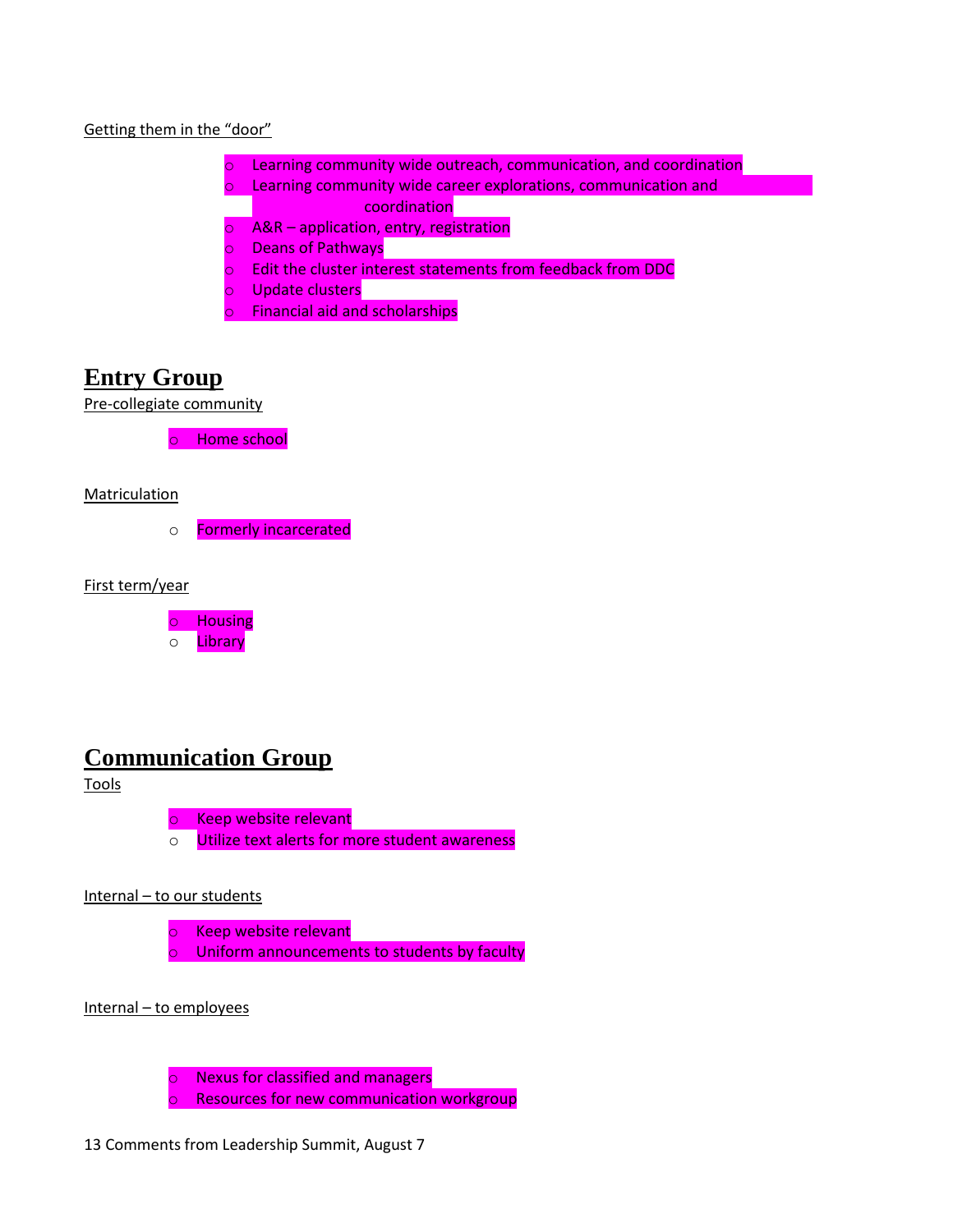Getting them in the "door"

- Learning community wide outreach, communication, and coordination
- Learning community wide career explorations, communication and coordination
- A&R – application, entry, registration
- Deans of Pathways
- Edit the cluster interest statements from feedback from DDC
- Update clusters
- Financial aid and scholarships

## Entry Group

Pre-collegiate community

- Home school

Matriculation

- Formerly incarcerated

First term/year

- Housing
- Library

## Communication Group

Tools

- Keep website relevant
- Utilize text alerts for more student awareness

Internal – to our students

- Keep website relevant
- Uniform announcements to students by faculty

Internal – to employees

- Nexus for classified and managers
- Resources for new communication workgroup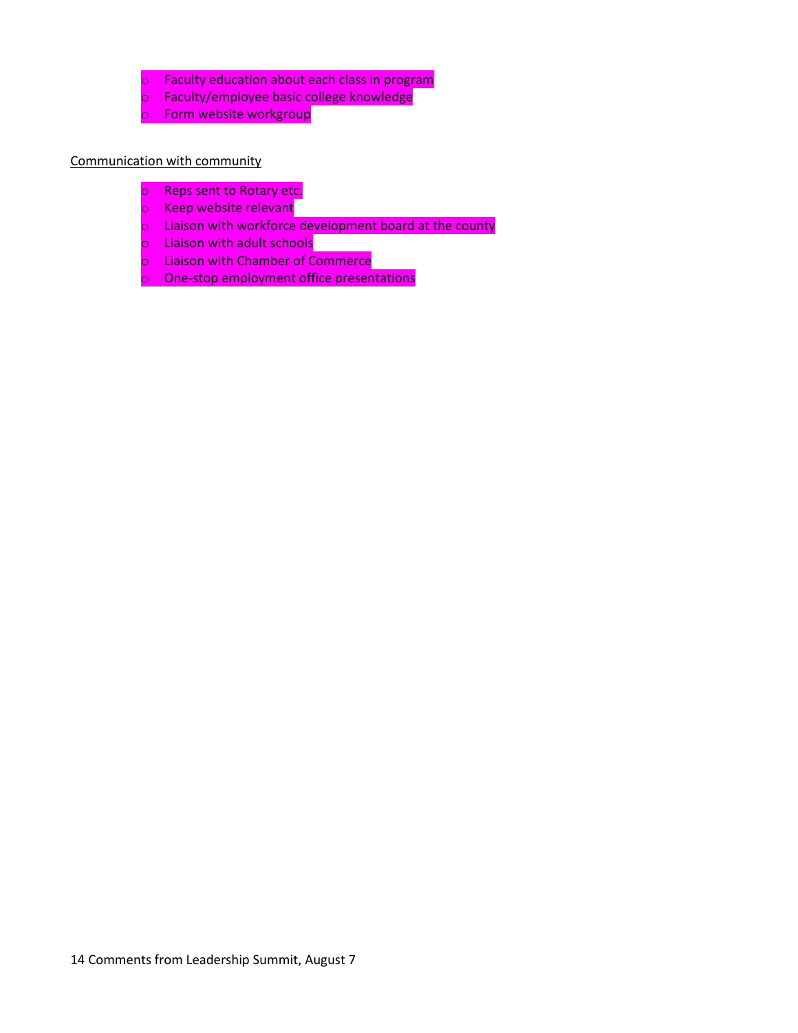- Faculty education about each class in program
- Faculty/employee basic college knowledge
- Form website workgroup

<u>Communication with community</u>

- Reps sent to Rotary etc.
- Keep website relevant
- Liaison with workforce development board at the county
- Liaison with adult schools
- Liaison with Chamber of Commerce
- One-stop employment office presentations